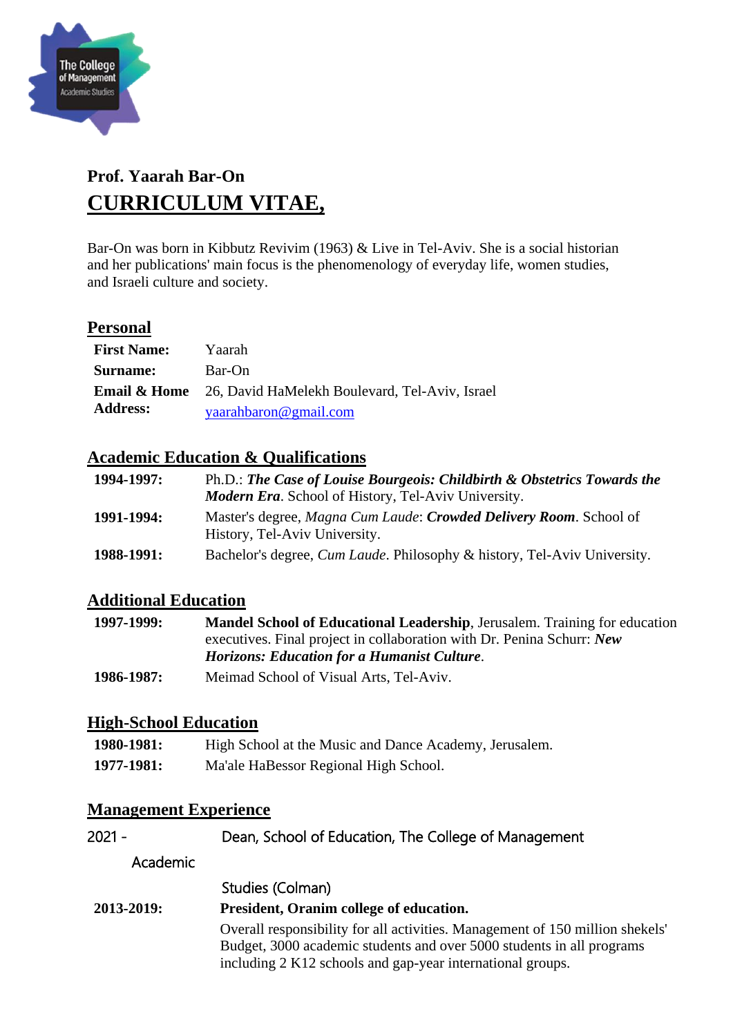**Prof. Yaarah Bar-On**

# CURRICULUM VITAE,

Bar-On was born in Kibbutz Revivim (1963) & Live in Tel-Aviv. She is a social historian and her publications' main focus is the phenomenology of everyday life, women studies, and Israeli culture and society.

## Personal

| | |
|---|---|
| **First Name:** | Yaarah |
| **Surname:** | Bar-On |
| **Email & Home Address:** | 26, David HaMelekh Boulevard, Tel-Aviv, Israel<br>yaarahbaron@gmail.com |

## Academic Education & Qualifications

| | |
|---|---|
| **1994-1997:** | Ph.D.: ***The Case of Louise Bourgeois: Childbirth & Obstetrics Towards the Modern Era***. School of History, Tel-Aviv University. |
| **1991-1994:** | Master's degree, *Magna Cum Laude*: ***Crowded Delivery Room***. School of History, Tel-Aviv University. |
| **1988-1991:** | Bachelor's degree, *Cum Laude*. Philosophy & history, Tel-Aviv University. |

## Additional Education

| | |
|---|---|
| **1997-1999:** | **Mandel School of Educational Leadership**, Jerusalem. Training for education executives. Final project in collaboration with Dr. Penina Schurr: ***New Horizons: Education for a Humanist Culture***. |
| **1986-1987:** | Meimad School of Visual Arts, Tel-Aviv. |

## High-School Education

| | |
|---|---|
| **1980-1981:** | High School at the Music and Dance Academy, Jerusalem. |
| **1977-1981:** | Ma'ale HaBessor Regional High School. |

## Management Experience

| | |
|---|---|
| 2021 - | Dean, School of Education, The College of Management Academic Studies (Colman) |
| **2013-2019:** | **President, Oranim college of education.**<br>Overall responsibility for all activities. Management of 150 million shekels' Budget, 3000 academic students and over 5000 students in all programs including 2 K12 schools and gap-year international groups. |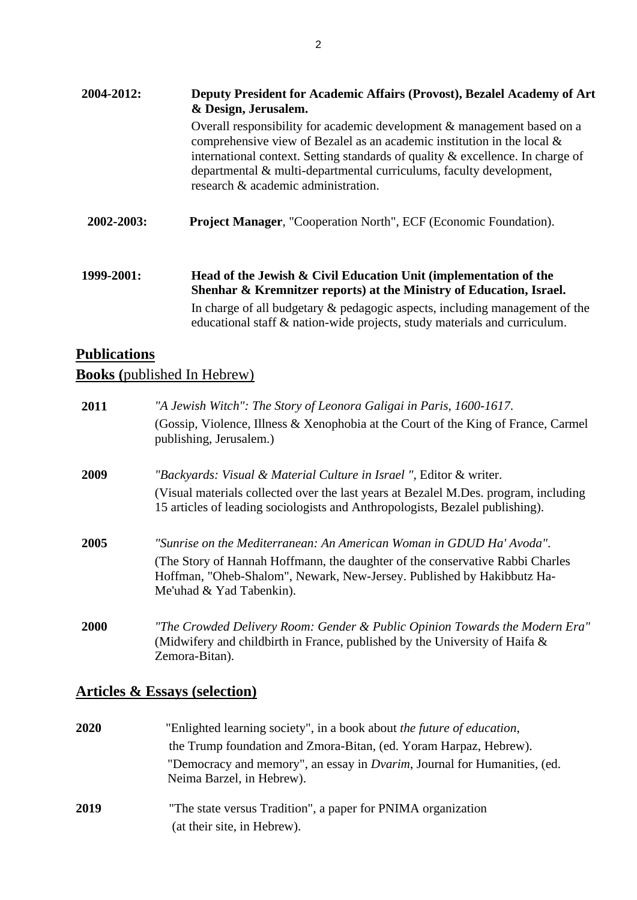**2004-2012:** **Deputy President for Academic Affairs (Provost), Bezalel Academy of Art & Design, Jerusalem.**

Overall responsibility for academic development & management based on a comprehensive view of Bezalel as an academic institution in the local & international context. Setting standards of quality & excellence. In charge of departmental & multi-departmental curriculums, faculty development, research & academic administration.

**2002-2003:** **Project Manager**, "Cooperation North", ECF (Economic Foundation).

**1999-2001:** **Head of the Jewish & Civil Education Unit (implementation of the Shenhar & Kremnitzer reports) at the Ministry of Education, Israel.**

In charge of all budgetary & pedagogic aspects, including management of the educational staff & nation-wide projects, study materials and curriculum.

## Publications

### Books (published In Hebrew)

**2011** *"A Jewish Witch": The Story of Leonora Galigai in Paris, 1600-1617*.
(Gossip, Violence, Illness & Xenophobia at the Court of the King of France, Carmel publishing, Jerusalem.)

**2009** *"Backyards: Visual & Material Culture in Israel "*, Editor & writer.
(Visual materials collected over the last years at Bezalel M.Des. program, including 15 articles of leading sociologists and Anthropologists, Bezalel publishing).

**2005** *"Sunrise on the Mediterranean: An American Woman in GDUD Ha' Avoda"*.
(The Story of Hannah Hoffmann, the daughter of the conservative Rabbi Charles Hoffman, "Oheb-Shalom", Newark, New-Jersey. Published by Hakibbutz Ha-Me'uhad & Yad Tabenkin).

**2000** *"The Crowded Delivery Room: Gender & Public Opinion Towards the Modern Era"* (Midwifery and childbirth in France, published by the University of Haifa & Zemora-Bitan).

## Articles & Essays (selection)

**2020** "Enlighted learning society", in a book about *the future of education*, the Trump foundation and Zmora-Bitan, (ed. Yoram Harpaz, Hebrew).
"Democracy and memory", an essay in *Dvarim*, Journal for Humanities, (ed. Neima Barzel, in Hebrew).

**2019** "The state versus Tradition", a paper for PNIMA organization (at their site, in Hebrew).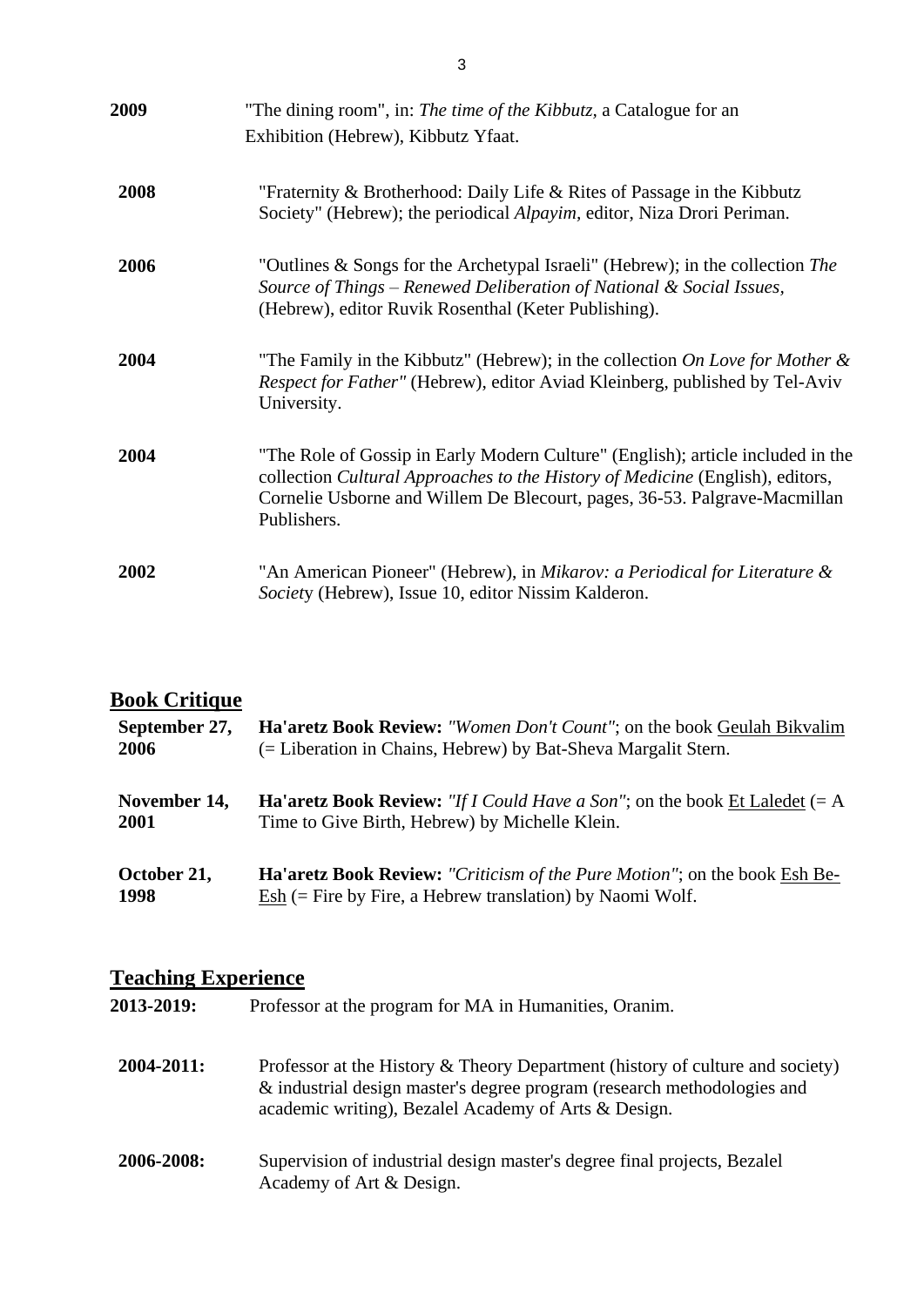**2009** "The dining room", in: *The time of the Kibbutz*, a Catalogue for an Exhibition (Hebrew), Kibbutz Yfaat.

**2008** "Fraternity & Brotherhood: Daily Life & Rites of Passage in the Kibbutz Society" (Hebrew); the periodical *Alpayim*, editor, Niza Drori Periman.

**2006** "Outlines & Songs for the Archetypal Israeli" (Hebrew); in the collection *The Source of Things – Renewed Deliberation of National & Social Issues*, (Hebrew), editor Ruvik Rosenthal (Keter Publishing).

**2004** "The Family in the Kibbutz" (Hebrew); in the collection *On Love for Mother & Respect for Father"* (Hebrew), editor Aviad Kleinberg, published by Tel-Aviv University.

**2004** "The Role of Gossip in Early Modern Culture" (English); article included in the collection *Cultural Approaches to the History of Medicine* (English), editors, Cornelie Usborne and Willem De Blecourt, pages, 36-53. Palgrave-Macmillan Publishers.

**2002** "An American Pioneer" (Hebrew), in *Mikarov: a Periodical for Literature & Society* (Hebrew), Issue 10, editor Nissim Kalderon.

## Book Critique

**September 27, 2006** **Ha'aretz Book Review:** *"Women Don't Count"*; on the book Geulah Bikvalim (= Liberation in Chains, Hebrew) by Bat-Sheva Margalit Stern.

**November 14, 2001** **Ha'aretz Book Review:** *"If I Could Have a Son"*; on the book Et Laledet (= A Time to Give Birth, Hebrew) by Michelle Klein.

**October 21, 1998** **Ha'aretz Book Review:** *"Criticism of the Pure Motion"*; on the book Esh Be-Esh (= Fire by Fire, a Hebrew translation) by Naomi Wolf.

## Teaching Experience

**2013-2019:** Professor at the program for MA in Humanities, Oranim.

**2004-2011:** Professor at the History & Theory Department (history of culture and society) & industrial design master's degree program (research methodologies and academic writing), Bezalel Academy of Arts & Design.

**2006-2008:** Supervision of industrial design master's degree final projects, Bezalel Academy of Art & Design.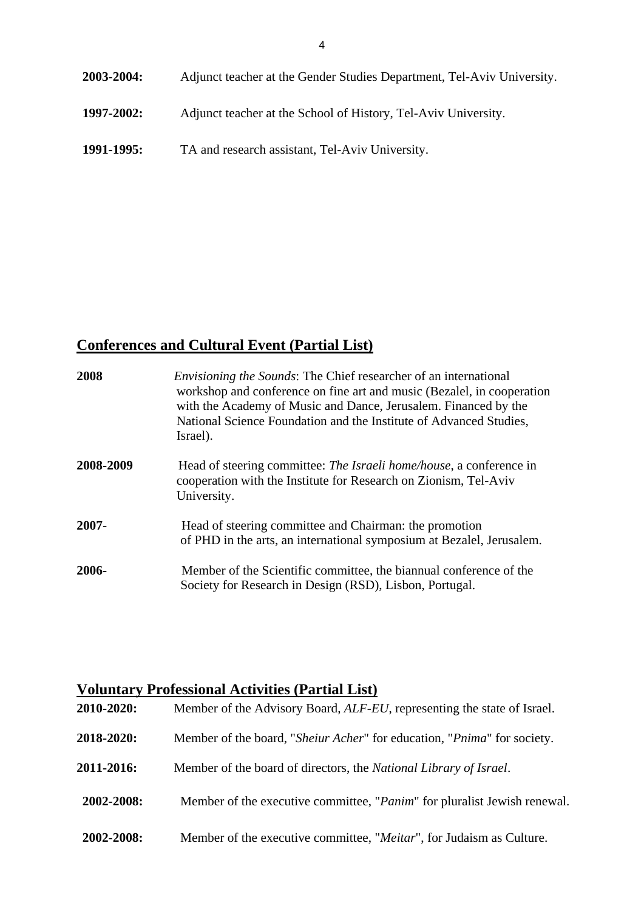**2003-2004:** Adjunct teacher at the Gender Studies Department, Tel-Aviv University.

**1997-2002:** Adjunct teacher at the School of History, Tel-Aviv University.

**1991-1995:** TA and research assistant, Tel-Aviv University.

## Conferences and Cultural Event (Partial List)

**2008** *Envisioning the Sounds*: The Chief researcher of an international workshop and conference on fine art and music (Bezalel, in cooperation with the Academy of Music and Dance, Jerusalem. Financed by the National Science Foundation and the Institute of Advanced Studies, Israel).

**2008-2009** Head of steering committee: *The Israeli home/house*, a conference in cooperation with the Institute for Research on Zionism, Tel-Aviv University.

**2007-** Head of steering committee and Chairman: the promotion of PHD in the arts, an international symposium at Bezalel, Jerusalem.

**2006-** Member of the Scientific committee, the biannual conference of the Society for Research in Design (RSD), Lisbon, Portugal.

## Voluntary Professional Activities (Partial List)

**2010-2020:** Member of the Advisory Board, *ALF-EU*, representing the state of Israel.

**2018-2020:** Member of the board, "*Sheiur Acher*" for education, "*Pnima*" for society.

**2011-2016:** Member of the board of directors, the *National Library of Israel*.

**2002-2008:** Member of the executive committee, "*Panim*" for pluralist Jewish renewal.

**2002-2008:** Member of the executive committee, "*Meitar*", for Judaism as Culture.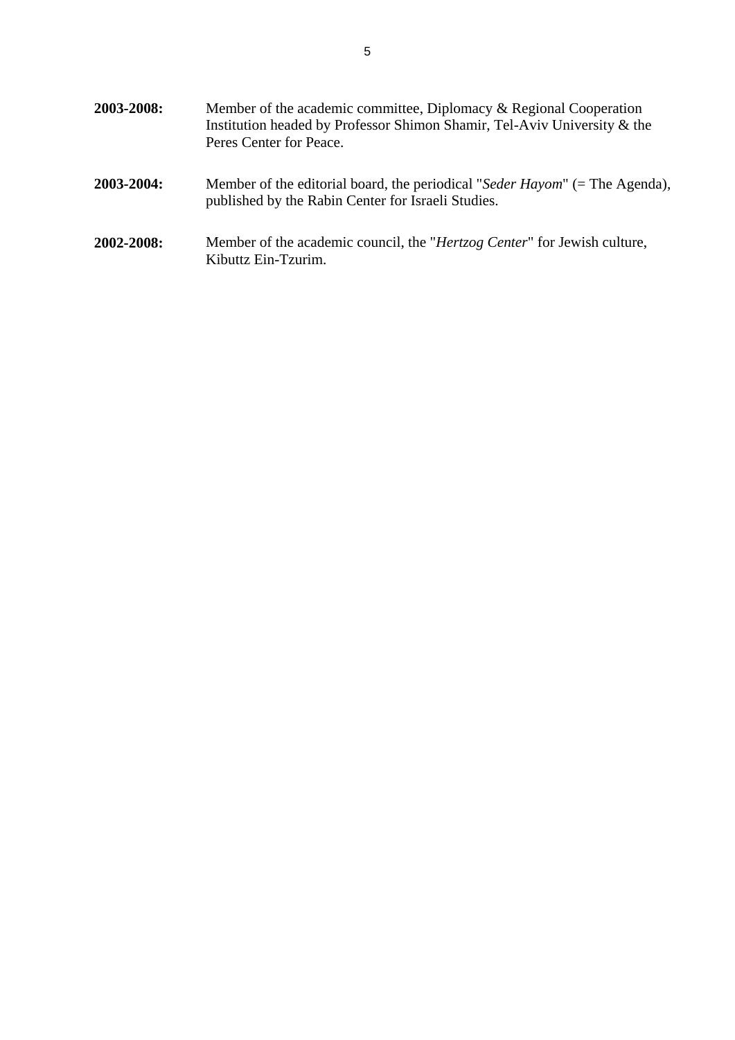**2003-2008:** Member of the academic committee, Diplomacy & Regional Cooperation Institution headed by Professor Shimon Shamir, Tel-Aviv University & the Peres Center for Peace.

**2003-2004:** Member of the editorial board, the periodical "*Seder Hayom*" (= The Agenda), published by the Rabin Center for Israeli Studies.

**2002-2008:** Member of the academic council, the "*Hertzog Center*" for Jewish culture, Kibuttz Ein-Tzurim.